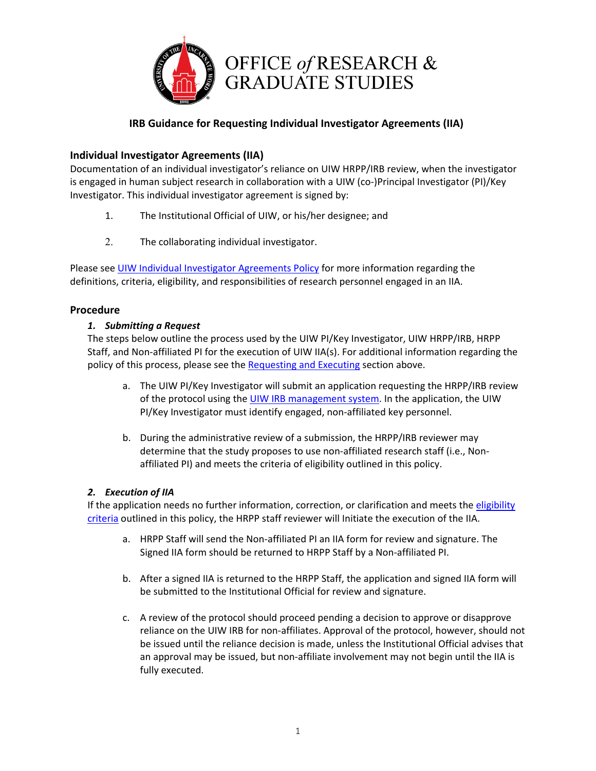# OFFICE *of* RESEARCH & GRADUATE STUDIES

## IRB Guidance for Requesting Individual Investigator Agreements (IIA)

### Individual Investigator Agreements (IIA)

Documentation of an individual investigator's reliance on UIW HRPP/IRB review, when the investigator is engaged in human subject research in collaboration with a UIW (co-)Principal Investigator (PI)/Key Investigator. This individual investigator agreement is signed by:

1. The Institutional Official of UIW, or his/her designee; and
2. The collaborating individual investigator.

Please see UIW Individual Investigator Agreements Policy for more information regarding the definitions, criteria, eligibility, and responsibilities of research personnel engaged in an IIA.

### Procedure

***1. Submitting a Request***

The steps below outline the process used by the UIW PI/Key Investigator, UIW HRPP/IRB, HRPP Staff, and Non-affiliated PI for the execution of UIW IIA(s). For additional information regarding the policy of this process, please see the Requesting and Executing section above.

a. The UIW PI/Key Investigator will submit an application requesting the HRPP/IRB review of the protocol using the UIW IRB management system. In the application, the UIW PI/Key Investigator must identify engaged, non-affiliated key personnel.

b. During the administrative review of a submission, the HRPP/IRB reviewer may determine that the study proposes to use non-affiliated research staff (i.e., Non-affiliated PI) and meets the criteria of eligibility outlined in this policy.

***2. Execution of IIA***

If the application needs no further information, correction, or clarification and meets the eligibility criteria outlined in this policy, the HRPP staff reviewer will Initiate the execution of the IIA.

a. HRPP Staff will send the Non-affiliated PI an IIA form for review and signature. The Signed IIA form should be returned to HRPP Staff by a Non-affiliated PI.

b. After a signed IIA is returned to the HRPP Staff, the application and signed IIA form will be submitted to the Institutional Official for review and signature.

c. A review of the protocol should proceed pending a decision to approve or disapprove reliance on the UIW IRB for non-affiliates. Approval of the protocol, however, should not be issued until the reliance decision is made, unless the Institutional Official advises that an approval may be issued, but non-affiliate involvement may not begin until the IIA is fully executed.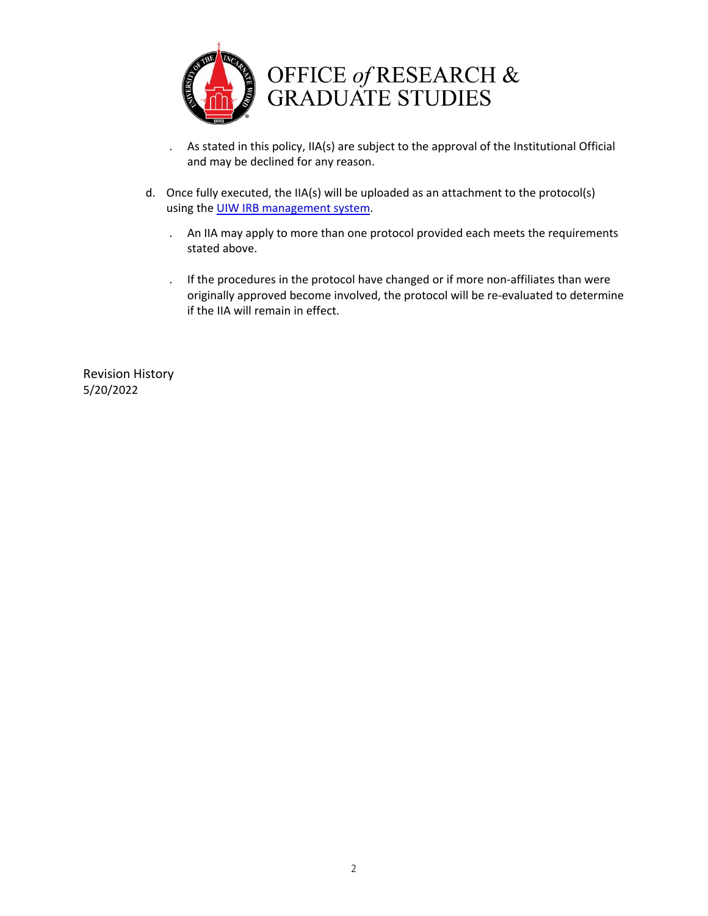- As stated in this policy, IIA(s) are subject to the approval of the Institutional Official and may be declined for any reason.

d. Once fully executed, the IIA(s) will be uploaded as an attachment to the protocol(s) using the UIW IRB management system.

   - An IIA may apply to more than one protocol provided each meets the requirements stated above.
   - If the procedures in the protocol have changed or if more non-affiliates than were originally approved become involved, the protocol will be re-evaluated to determine if the IIA will remain in effect.

Revision History
5/20/2022